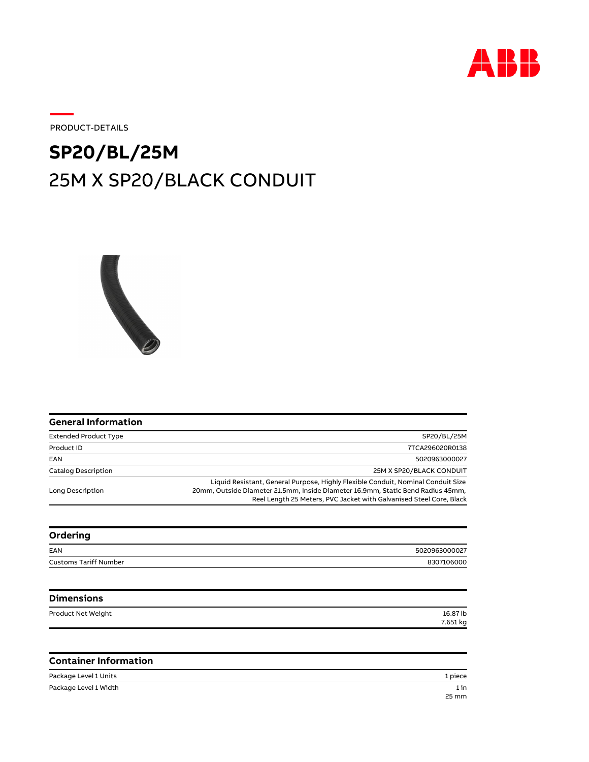PRODUCT-DETAILS

# SP20/BL/25M

## 25M X SP20/BLACK CONDUIT

### General Information

| | |
|---|---|
| Extended Product Type | SP20/BL/25M |
| Product ID | 7TCA296020R0138 |
| EAN | 5020963000027 |
| Catalog Description | 25M X SP20/BLACK CONDUIT |
| Long Description | Liquid Resistant, General Purpose, Highly Flexible Conduit, Nominal Conduit Size 20mm, Outside Diameter 21.5mm, Inside Diameter 16.9mm, Static Bend Radius 45mm, Reel Length 25 Meters, PVC Jacket with Galvanised Steel Core, Black |

### Ordering

| | |
|---|---|
| EAN | 5020963000027 |
| Customs Tariff Number | 8307106000 |

### Dimensions

| | |
|---|---|
| Product Net Weight | 16.87 lb<br>7.651 kg |

### Container Information

| | |
|---|---|
| Package Level 1 Units | 1 piece |
| Package Level 1 Width | 1 in<br>25 mm |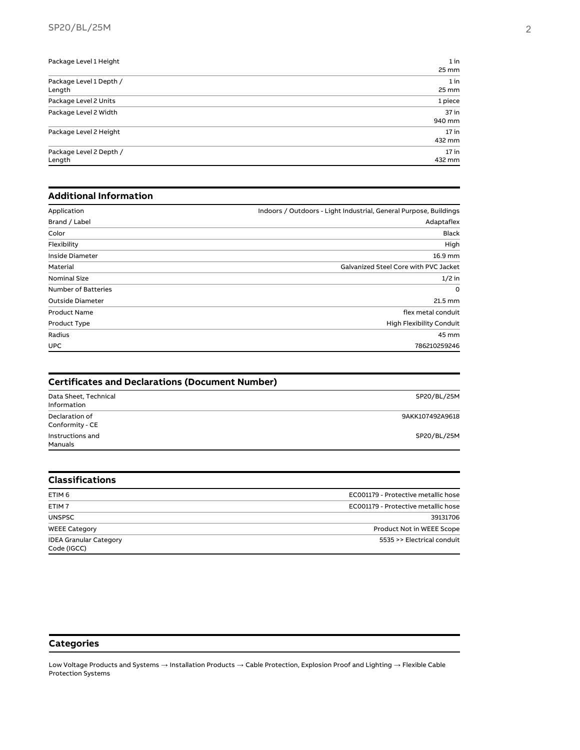| | |
|---|---|
| Package Level 1 Height | 1 in<br>25 mm |
| Package Level 1 Depth / Length | 1 in<br>25 mm |
| Package Level 2 Units | 1 piece |
| Package Level 2 Width | 37 in<br>940 mm |
| Package Level 2 Height | 17 in<br>432 mm |
| Package Level 2 Depth / Length | 17 in<br>432 mm |

## Additional Information

| | |
|---|---|
| Application | Indoors / Outdoors - Light Industrial, General Purpose, Buildings |
| Brand / Label | Adaptaflex |
| Color | Black |
| Flexibility | High |
| Inside Diameter | 16.9 mm |
| Material | Galvanized Steel Core with PVC Jacket |
| Nominal Size | 1/2 in |
| Number of Batteries | 0 |
| Outside Diameter | 21.5 mm |
| Product Name | flex metal conduit |
| Product Type | High Flexibility Conduit |
| Radius | 45 mm |
| UPC | 786210259246 |

## Certificates and Declarations (Document Number)

| | |
|---|---|
| Data Sheet, Technical Information | SP20/BL/25M |
| Declaration of Conformity - CE | 9AKK107492A9618 |
| Instructions and Manuals | SP20/BL/25M |

## Classifications

| | |
|---|---|
| ETIM 6 | EC001179 - Protective metallic hose |
| ETIM 7 | EC001179 - Protective metallic hose |
| UNSPSC | 39131706 |
| WEEE Category | Product Not in WEEE Scope |
| IDEA Granular Category Code (IGCC) | 5535 >> Electrical conduit |

## Categories

Low Voltage Products and Systems → Installation Products → Cable Protection, Explosion Proof and Lighting → Flexible Cable Protection Systems